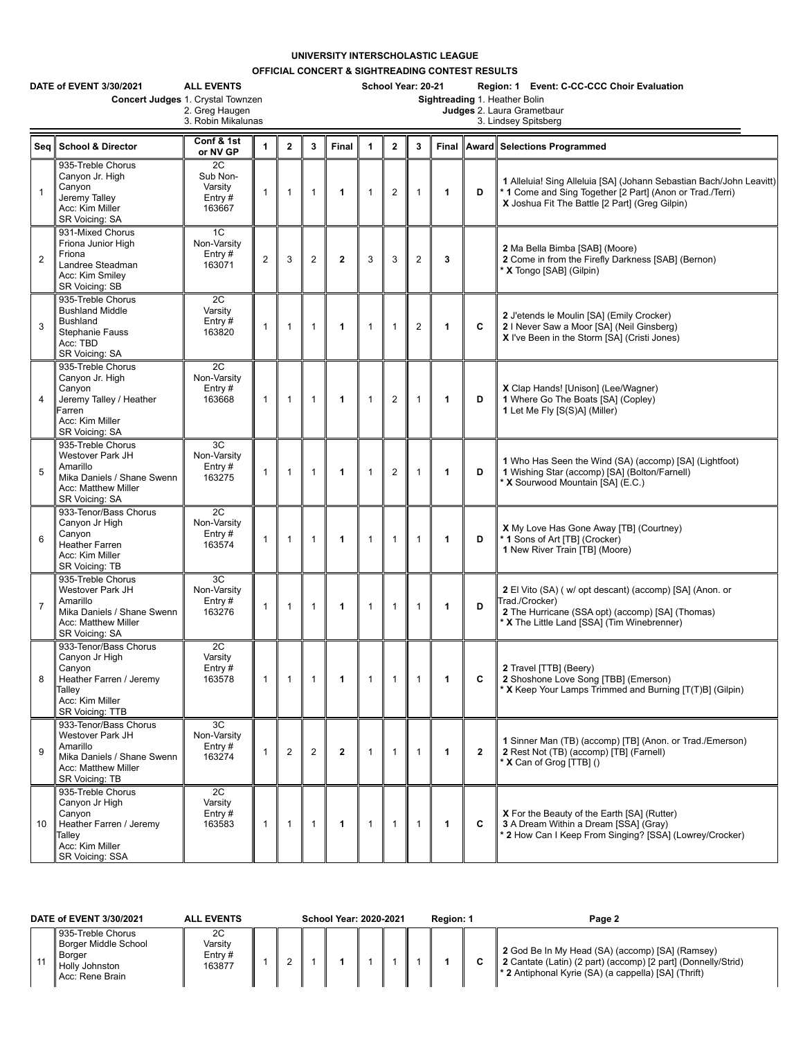**UNIVERSITY INTERSCHOLASTIC LEAGUE**

**OFFICIAL CONCERT & SIGHTREADING CONTEST RESULTS**

**DATE of EVENT 3/30/2021** **ALL EVENTS** **School Year: 20-21** **Region: 1 Event: C-CC-CCC Choir Evaluation**

**Concert Judges** 1. Crystal Townzen
2. Greg Haugen
3. Robin Mikalunas

**Sightreading Judges** 1. Heather Bolin
2. Laura Grametbaur
3. Lindsey Spitsberg

| Seq | School & Director | Conf & 1st or NV GP | 1 | 2 | 3 | Final | 1 | 2 | 3 | Final | Award | Selections Programmed |
|---|---|---|---|---|---|---|---|---|---|---|---|---|
| 1 | 935-Treble Chorus<br>Canyon Jr. High<br>Canyon<br>Jeremy Talley<br>Acc: Kim Miller<br>SR Voicing: SA | 2C<br>Sub Non-Varsity<br>Entry #<br>163667 | 1 | 1 | 1 | **1** | 1 | 2 | 1 | **1** | **D** | **1** Alleluia! Sing Alleluia [SA] (Johann Sebastian Bach/John Leavitt)<br>* **1** Come and Sing Together [2 Part] (Anon or Trad./Terri)<br>**X** Joshua Fit The Battle [2 Part] (Greg Gilpin) |
| 2 | 931-Mixed Chorus<br>Friona Junior High<br>Friona<br>Landree Steadman<br>Acc: Kim Smiley<br>SR Voicing: SB | 1C<br>Non-Varsity<br>Entry #<br>163071 | 2 | 3 | 2 | **2** | 3 | 3 | 2 | **3** | | **2** Ma Bella Bimba [SAB] (Moore)<br>**2** Come in from the Firefly Darkness [SAB] (Bernon)<br>* **X** Tongo [SAB] (Gilpin) |
| 3 | 935-Treble Chorus<br>Bushland Middle<br>Bushland<br>Stephanie Fauss<br>Acc: TBD<br>SR Voicing: SA | 2C<br>Varsity<br>Entry #<br>163820 | 1 | 1 | 1 | **1** | 1 | 1 | 2 | **1** | **C** | **2** J'etends le Moulin [SA] (Emily Crocker)<br>**2** I Never Saw a Moor [SA] (Neil Ginsberg)<br>**X** I've Been in the Storm [SA] (Cristi Jones) |
| 4 | 935-Treble Chorus<br>Canyon Jr. High<br>Canyon<br>Jeremy Talley / Heather Farren<br>Acc: Kim Miller<br>SR Voicing: SA | 2C<br>Non-Varsity<br>Entry #<br>163668 | 1 | 1 | 1 | **1** | 1 | 2 | 1 | **1** | **D** | **X** Clap Hands! [Unison] (Lee/Wagner)<br>**1** Where Go The Boats [SA] (Copley)<br>**1** Let Me Fly [S(S)A] (Miller) |
| 5 | 935-Treble Chorus<br>Westover Park JH<br>Amarillo<br>Mika Daniels / Shane Swenn<br>Acc: Matthew Miller<br>SR Voicing: SA | 3C<br>Non-Varsity<br>Entry #<br>163275 | 1 | 1 | 1 | **1** | 1 | 2 | 1 | **1** | **D** | **1** Who Has Seen the Wind (SA) (accomp) [SA] (Lightfoot)<br>**1** Wishing Star (accomp) [SA] (Bolton/Farnell)<br>* **X** Sourwood Mountain [SA] (E.C.) |
| 6 | 933-Tenor/Bass Chorus<br>Canyon Jr High<br>Canyon<br>Heather Farren<br>Acc: Kim Miller<br>SR Voicing: TB | 2C<br>Non-Varsity<br>Entry #<br>163574 | 1 | 1 | 1 | **1** | 1 | 1 | 1 | **1** | **D** | **X** My Love Has Gone Away [TB] (Courtney)<br>* **1** Sons of Art [TB] (Crocker)<br>**1** New River Train [TB] (Moore) |
| 7 | 935-Treble Chorus<br>Westover Park JH<br>Amarillo<br>Mika Daniels / Shane Swenn<br>Acc: Matthew Miller<br>SR Voicing: SA | 3C<br>Non-Varsity<br>Entry #<br>163276 | 1 | 1 | 1 | **1** | 1 | 1 | 1 | **1** | **D** | **2** El Vito (SA) ( w/ opt descant) (accomp) [SA] (Anon. or Trad./Crocker)<br>**2** The Hurricane (SSA opt) (accomp) [SA] (Thomas)<br>* **X** The Little Land [SSA] (Tim Winebrenner) |
| 8 | 933-Tenor/Bass Chorus<br>Canyon Jr High<br>Canyon<br>Heather Farren / Jeremy Talley<br>Acc: Kim Miller<br>SR Voicing: TTB | 2C<br>Varsity<br>Entry #<br>163578 | 1 | 1 | 1 | **1** | 1 | 1 | 1 | **1** | **C** | **2** Travel [TTB] (Beery)<br>**2** Shoshone Love Song [TBB] (Emerson)<br>* **X** Keep Your Lamps Trimmed and Burning [T(T)B] (Gilpin) |
| 9 | 933-Tenor/Bass Chorus<br>Westover Park JH<br>Amarillo<br>Mika Daniels / Shane Swenn<br>Acc: Matthew Miller<br>SR Voicing: TB | 3C<br>Non-Varsity<br>Entry #<br>163274 | 1 | 2 | 2 | **2** | 1 | 1 | 1 | **1** | **2** | **1** Sinner Man (TB) (accomp) [TB] (Anon. or Trad./Emerson)<br>**2** Rest Not (TB) (accomp) [TB] (Farnell)<br>* **X** Can of Grog [TTB] () |
| 10 | 935-Treble Chorus<br>Canyon Jr High<br>Canyon<br>Heather Farren / Jeremy Talley<br>Acc: Kim Miller<br>SR Voicing: SSA | 2C<br>Varsity<br>Entry #<br>163583 | 1 | 1 | 1 | **1** | 1 | 1 | 1 | **1** | **C** | **X** For the Beauty of the Earth [SA] (Rutter)<br>**3** A Dream Within a Dream [SSA] (Gray)<br>* **2** How Can I Keep From Singing? [SSA] (Lowrey/Crocker) |

**DATE of EVENT 3/30/2021** **ALL EVENTS** **School Year: 2020-2021** **Region: 1** **Page 2**

| Seq | School & Director | Conf & 1st or NV GP | 1 | 2 | 3 | Final | 1 | 2 | 3 | Final | Award | Selections Programmed |
|---|---|---|---|---|---|---|---|---|---|---|---|---|
| 11 | 935-Treble Chorus<br>Borger Middle School<br>Borger<br>Holly Johnston<br>Acc: Rene Brain | 2C<br>Varsity<br>Entry #<br>163877 | 1 | 2 | 1 | **1** | 1 | 1 | 1 | **1** | **C** | **2** God Be In My Head (SA) (accomp) [SA] (Ramsey)<br>**2** Cantate (Latin) (2 part) (accomp) [2 part] (Donnelly/Strid)<br>* **2** Antiphonal Kyrie (SA) (a cappella) [SA] (Thrift) |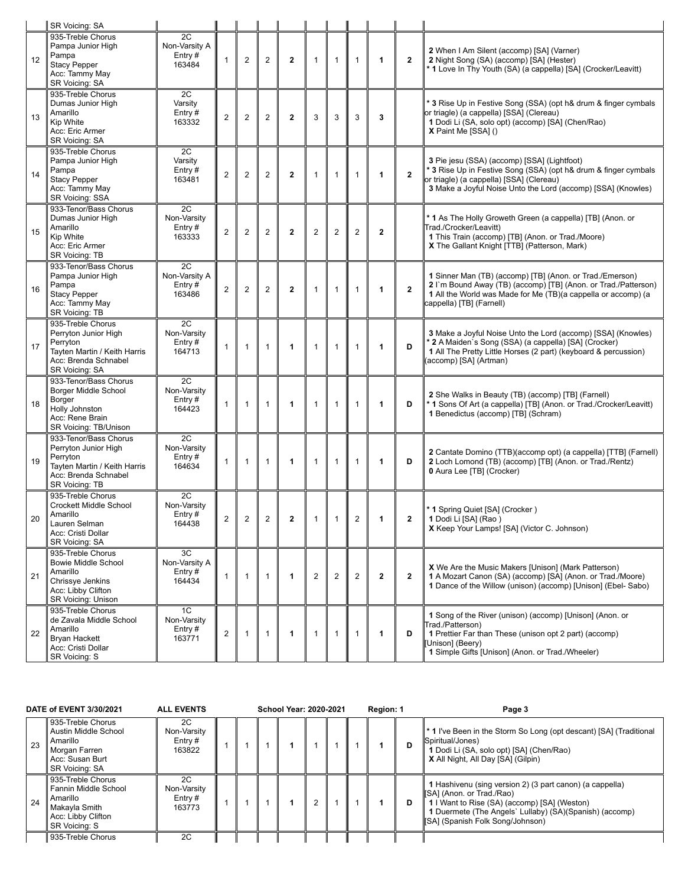| | SR Voicing: SA | | | | | | | | | | | |
|---|---|---|---|---|---|---|---|---|---|---|---|---|
| 12 | 935-Treble Chorus<br>Pampa Junior High<br>Pampa<br>Stacy Pepper<br>Acc: Tammy May<br>SR Voicing: SA | 2C<br>Non-Varsity A<br>Entry #<br>163484 | 1 | 2 | 2 | **2** | 1 | 1 | 1 | **1** | **2** | **2** When I Am Silent (accomp) [SA] (Varner)<br>**2** Night Song (SA) (accomp) [SA] (Hester)<br>* **1** Love In Thy Youth (SA) (a cappella) [SA] (Crocker/Leavitt) |
| 13 | 935-Treble Chorus<br>Dumas Junior High<br>Amarillo<br>Kip White<br>Acc: Eric Armer<br>SR Voicing: SA | 2C<br>Varsity<br>Entry #<br>163332 | 2 | 2 | 2 | **2** | 3 | 3 | 3 | **3** | | * **3** Rise Up in Festive Song (SSA) (opt h& drum & finger cymbals or triagle) (a cappella) [SSA] (Clereau)<br>**1** Dodi Li (SA, solo opt) (accomp) [SA] (Chen/Rao)<br>**X** Paint Me [SSA] () |
| 14 | 935-Treble Chorus<br>Pampa Junior High<br>Pampa<br>Stacy Pepper<br>Acc: Tammy May<br>SR Voicing: SSA | 2C<br>Varsity<br>Entry #<br>163481 | 2 | 2 | 2 | **2** | 1 | 1 | 1 | **1** | **2** | **3** Pie jesu (SSA) (accomp) [SSA] (Lightfoot)<br>* **3** Rise Up in Festive Song (SSA) (opt h& drum & finger cymbals or triagle) (a cappella) [SSA] (Clereau)<br>**3** Make a Joyful Noise Unto the Lord (accomp) [SSA] (Knowles) |
| 15 | 933-Tenor/Bass Chorus<br>Dumas Junior High<br>Amarillo<br>Kip White<br>Acc: Eric Armer<br>SR Voicing: TB | 2C<br>Non-Varsity<br>Entry #<br>163333 | 2 | 2 | 2 | **2** | 2 | 2 | 2 | **2** | | * **1** As The Holly Groweth Green (a cappella) [TB] (Anon. or Trad./Crocker/Leavitt)<br>**1** This Train (accomp) [TB] (Anon. or Trad./Moore)<br>**X** The Gallant Knight [TTB] (Patterson, Mark) |
| 16 | 933-Tenor/Bass Chorus<br>Pampa Junior High<br>Pampa<br>Stacy Pepper<br>Acc: Tammy May<br>SR Voicing: TB | 2C<br>Non-Varsity A<br>Entry #<br>163486 | 2 | 2 | 2 | **2** | 1 | 1 | 1 | **1** | **2** | **1** Sinner Man (TB) (accomp) [TB] (Anon. or Trad./Emerson)<br>**2** I`m Bound Away (TB) (accomp) [TB] (Anon. or Trad./Patterson)<br>**1** All the World was Made for Me (TB)(a cappella or accomp) (a cappella) [TB] (Farnell) |
| 17 | 935-Treble Chorus<br>Perryton Junior High<br>Perryton<br>Tayten Martin / Keith Harris<br>Acc: Brenda Schnabel<br>SR Voicing: SA | 2C<br>Non-Varsity<br>Entry #<br>164713 | 1 | 1 | 1 | **1** | 1 | 1 | 1 | **1** | **D** | **3** Make a Joyful Noise Unto the Lord (accomp) [SSA] (Knowles)<br>* **2** A Maiden`s Song (SSA) (a cappella) [SA] (Crocker)<br>**1** All The Pretty Little Horses (2 part) (keyboard & percussion) (accomp) [SA] (Artman) |
| 18 | 933-Tenor/Bass Chorus<br>Borger Middle School<br>Borger<br>Holly Johnston<br>Acc: Rene Brain<br>SR Voicing: TB/Unison | 2C<br>Non-Varsity<br>Entry #<br>164423 | 1 | 1 | 1 | **1** | 1 | 1 | 1 | **1** | **D** | **2** She Walks in Beauty (TB) (accomp) [TB] (Farnell)<br>* **1** Sons Of Art (a cappella) [TB] (Anon. or Trad./Crocker/Leavitt)<br>**1** Benedictus (accomp) [TB] (Schram) |
| 19 | 933-Tenor/Bass Chorus<br>Perryton Junior High<br>Perryton<br>Tayten Martin / Keith Harris<br>Acc: Brenda Schnabel<br>SR Voicing: TB | 2C<br>Non-Varsity<br>Entry #<br>164634 | 1 | 1 | 1 | **1** | 1 | 1 | 1 | **1** | **D** | **2** Cantate Domino (TTB)(accomp opt) (a cappella) [TTB] (Farnell)<br>**2** Loch Lomond (TB) (accomp) [TB] (Anon. or Trad./Rentz)<br>**0** Aura Lee [TB] (Crocker) |
| 20 | 935-Treble Chorus<br>Crockett Middle School<br>Amarillo<br>Lauren Selman<br>Acc: Cristi Dollar<br>SR Voicing: SA | 2C<br>Non-Varsity<br>Entry #<br>164438 | 2 | 2 | 2 | **2** | 1 | 1 | 2 | **1** | **2** | * **1** Spring Quiet [SA] (Crocker )<br>**1** Dodi Li [SA] (Rao )<br>**X** Keep Your Lamps! [SA] (Victor C. Johnson) |
| 21 | 935-Treble Chorus<br>Bowie Middle School<br>Amarillo<br>Chrissye Jenkins<br>Acc: Libby Clifton<br>SR Voicing: Unison | 3C<br>Non-Varsity A<br>Entry #<br>164434 | 1 | 1 | 1 | **1** | 2 | 2 | 2 | **2** | **2** | **X** We Are the Music Makers [Unison] (Mark Patterson)<br>**1** A Mozart Canon (SA) (accomp) [SA] (Anon. or Trad./Moore)<br>**1** Dance of the Willow (unison) (accomp) [Unison] (Ebel- Sabo) |
| 22 | 935-Treble Chorus<br>de Zavala Middle School<br>Amarillo<br>Bryan Hackett<br>Acc: Cristi Dollar<br>SR Voicing: S | 1C<br>Non-Varsity<br>Entry #<br>163771 | 2 | 1 | 1 | **1** | 1 | 1 | 1 | **1** | **D** | **1** Song of the River (unison) (accomp) [Unison] (Anon. or Trad./Patterson)<br>**1** Prettier Far than These (unison opt 2 part) (accomp) [Unison] (Beery)<br>**1** Simple Gifts [Unison] (Anon. or Trad./Wheeler) |

**DATE of EVENT 3/30/2021** **ALL EVENTS** **School Year: 2020-2021** **Region: 1**

| | | | | | | | | | | | | |
|---|---|---|---|---|---|---|---|---|---|---|---|---|
| 23 | 935-Treble Chorus<br>Austin Middle School<br>Amarillo<br>Morgan Farren<br>Acc: Susan Burt<br>SR Voicing: SA | 2C<br>Non-Varsity<br>Entry #<br>163822 | 1 | 1 | 1 | **1** | 1 | 1 | 1 | **1** | **D** | * **1** I've Been in the Storm So Long (opt descant) [SA] (Traditional Spiritual/Jones)<br>**1** Dodi Li (SA, solo opt) [SA] (Chen/Rao)<br>**X** All Night, All Day [SA] (Gilpin) |
| 24 | 935-Treble Chorus<br>Fannin Middle School<br>Amarillo<br>Makayla Smith<br>Acc: Libby Clifton<br>SR Voicing: S | 2C<br>Non-Varsity<br>Entry #<br>163773 | 1 | 1 | 1 | **1** | 2 | 1 | 1 | **1** | **D** | **1** Hashivenu (sing version 2) (3 part canon) (a cappella) [SA] (Anon. or Trad./Rao)<br>**1** I Want to Rise (SA) (accomp) [SA] (Weston)<br>**1** Duermete (The Angels` Lullaby) (SA)(Spanish) (accomp) [SA] (Spanish Folk Song/Johnson) |
| | 935-Treble Chorus | 2C | | | | | | | | | | |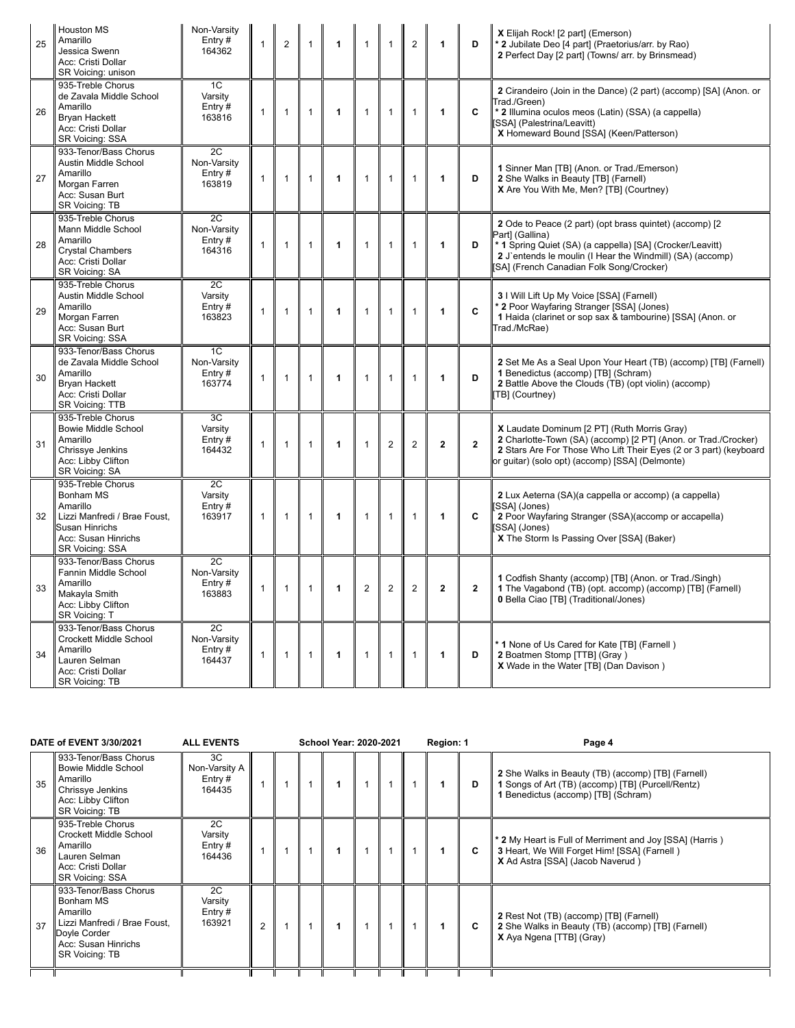| | | | | | | | | | | | | |
|---|---|---|---|---|---|---|---|---|---|---|---|---|
| 25 | Houston MS<br>Amarillo<br>Jessica Swenn<br>Acc: Cristi Dollar<br>SR Voicing: unison | Non-Varsity<br>Entry #<br>164362 | 1 | 2 | 1 | **1** | 1 | 1 | 2 | **1** | **D** | **X** Elijah Rock! [2 part] (Emerson)<br>* **2** Jubilate Deo [4 part] (Praetorius/arr. by Rao)<br>**2** Perfect Day [2 part] (Towns/ arr. by Brinsmead) |
| 26 | 935-Treble Chorus<br>de Zavala Middle School<br>Amarillo<br>Bryan Hackett<br>Acc: Cristi Dollar<br>SR Voicing: SSA | 1C<br>Varsity<br>Entry #<br>163816 | 1 | 1 | 1 | **1** | 1 | 1 | 1 | **1** | **C** | **2** Cirandeiro (Join in the Dance) (2 part) (accomp) [SA] (Anon. or Trad./Green)<br>* **2** Illumina oculos meos (Latin) (SSA) (a cappella) [SSA] (Palestrina/Leavitt)<br>**X** Homeward Bound [SSA] (Keen/Patterson) |
| 27 | 933-Tenor/Bass Chorus<br>Austin Middle School<br>Amarillo<br>Morgan Farren<br>Acc: Susan Burt<br>SR Voicing: TB | 2C<br>Non-Varsity<br>Entry #<br>163819 | 1 | 1 | 1 | **1** | 1 | 1 | 1 | **1** | **D** | **1** Sinner Man [TB] (Anon. or Trad./Emerson)<br>**2** She Walks in Beauty [TB] (Farnell)<br>**X** Are You With Me, Men? [TB] (Courtney) |
| 28 | 935-Treble Chorus<br>Mann Middle School<br>Amarillo<br>Crystal Chambers<br>Acc: Cristi Dollar<br>SR Voicing: SA | 2C<br>Non-Varsity<br>Entry #<br>164316 | 1 | 1 | 1 | **1** | 1 | 1 | 1 | **1** | **D** | **2** Ode to Peace (2 part) (opt brass quintet) (accomp) [2 Part] (Gallina)<br>* **1** Spring Quiet (SA) (a cappella) [SA] (Crocker/Leavitt)<br>**2** J`entends le moulin (I Hear the Windmill) (SA) (accomp) [SA] (French Canadian Folk Song/Crocker) |
| 29 | 935-Treble Chorus<br>Austin Middle School<br>Amarillo<br>Morgan Farren<br>Acc: Susan Burt<br>SR Voicing: SSA | 2C<br>Varsity<br>Entry #<br>163823 | 1 | 1 | 1 | **1** | 1 | 1 | 1 | **1** | **C** | **3** I Will Lift Up My Voice [SSA] (Farnell)<br>* **2** Poor Wayfaring Stranger [SSA] (Jones)<br>**1** Haida (clarinet or sop sax & tambourine) [SSA] (Anon. or Trad./McRae) |
| 30 | 933-Tenor/Bass Chorus<br>de Zavala Middle School<br>Amarillo<br>Bryan Hackett<br>Acc: Cristi Dollar<br>SR Voicing: TTB | 1C<br>Non-Varsity<br>Entry #<br>163774 | 1 | 1 | 1 | **1** | 1 | 1 | 1 | **1** | **D** | **2** Set Me As a Seal Upon Your Heart (TB) (accomp) [TB] (Farnell)<br>**1** Benedictus (accomp) [TB] (Schram)<br>**2** Battle Above the Clouds (TB) (opt violin) (accomp) [TB] (Courtney) |
| 31 | 935-Treble Chorus<br>Bowie Middle School<br>Amarillo<br>Chrissye Jenkins<br>Acc: Libby Clifton<br>SR Voicing: SA | 3C<br>Varsity<br>Entry #<br>164432 | 1 | 1 | 1 | **1** | 1 | 2 | 2 | **2** | **2** | **X** Laudate Dominum [2 PT] (Ruth Morris Gray)<br>**2** Charlotte-Town (SA) (accomp) [2 PT] (Anon. or Trad./Crocker)<br>**2** Stars Are For Those Who Lift Their Eyes (2 or 3 part) (keyboard or guitar) (solo opt) (accomp) [SSA] (Delmonte) |
| 32 | 935-Treble Chorus<br>Bonham MS<br>Amarillo<br>Lizzi Manfredi / Brae Foust, Susan Hinrichs<br>Acc: Susan Hinrichs<br>SR Voicing: SSA | 2C<br>Varsity<br>Entry #<br>163917 | 1 | 1 | 1 | **1** | 1 | 1 | 1 | **1** | **C** | **2** Lux Aeterna (SA)(a cappella or accomp) (a cappella) [SSA] (Jones)<br>**2** Poor Wayfaring Stranger (SSA)(accomp or accapella) [SSA] (Jones)<br>**X** The Storm Is Passing Over [SSA] (Baker) |
| 33 | 933-Tenor/Bass Chorus<br>Fannin Middle School<br>Amarillo<br>Makayla Smith<br>Acc: Libby Clifton<br>SR Voicing: T | 2C<br>Non-Varsity<br>Entry #<br>163883 | 1 | 1 | 1 | **1** | 2 | 2 | 2 | **2** | **2** | **1** Codfish Shanty (accomp) [TB] (Anon. or Trad./Singh)<br>**1** The Vagabond (TB) (opt. accomp) (accomp) [TB] (Farnell)<br>**0** Bella Ciao [TB] (Traditional/Jones) |
| 34 | 933-Tenor/Bass Chorus<br>Crockett Middle School<br>Amarillo<br>Lauren Selman<br>Acc: Cristi Dollar<br>SR Voicing: TB | 2C<br>Non-Varsity<br>Entry #<br>164437 | 1 | 1 | 1 | **1** | 1 | 1 | 1 | **1** | **D** | * **1** None of Us Cared for Kate [TB] (Farnell )<br>**2** Boatmen Stomp [TTB] (Gray )<br>**X** Wade in the Water [TB] (Dan Davison ) |

**DATE of EVENT 3/30/2021** **ALL EVENTS** **School Year: 2020-2021** **Region: 1**

| | | | | | | | | | | | | |
|---|---|---|---|---|---|---|---|---|---|---|---|---|
| 35 | 933-Tenor/Bass Chorus<br>Bowie Middle School<br>Amarillo<br>Chrissye Jenkins<br>Acc: Libby Clifton<br>SR Voicing: TB | 3C<br>Non-Varsity A<br>Entry #<br>164435 | 1 | 1 | 1 | **1** | 1 | 1 | 1 | **1** | **D** | **2** She Walks in Beauty (TB) (accomp) [TB] (Farnell)<br>**1** Songs of Art (TB) (accomp) [TB] (Purcell/Rentz)<br>**1** Benedictus (accomp) [TB] (Schram) |
| 36 | 935-Treble Chorus<br>Crockett Middle School<br>Amarillo<br>Lauren Selman<br>Acc: Cristi Dollar<br>SR Voicing: SSA | 2C<br>Varsity<br>Entry #<br>164436 | 1 | 1 | 1 | **1** | 1 | 1 | 1 | **1** | **C** | * **2** My Heart is Full of Merriment and Joy [SSA] (Harris )<br>**3** Heart, We Will Forget Him! [SSA] (Farnell )<br>**X** Ad Astra [SSA] (Jacob Naverud ) |
| 37 | 933-Tenor/Bass Chorus<br>Bonham MS<br>Amarillo<br>Lizzi Manfredi / Brae Foust, Doyle Corder<br>Acc: Susan Hinrichs<br>SR Voicing: TB | 2C<br>Varsity<br>Entry #<br>163921 | 2 | 1 | 1 | **1** | 1 | 1 | 1 | **1** | **C** | **2** Rest Not (TB) (accomp) [TB] (Farnell)<br>**2** She Walks in Beauty (TB) (accomp) [TB] (Farnell)<br>**X** Aya Ngena [TTB] (Gray) |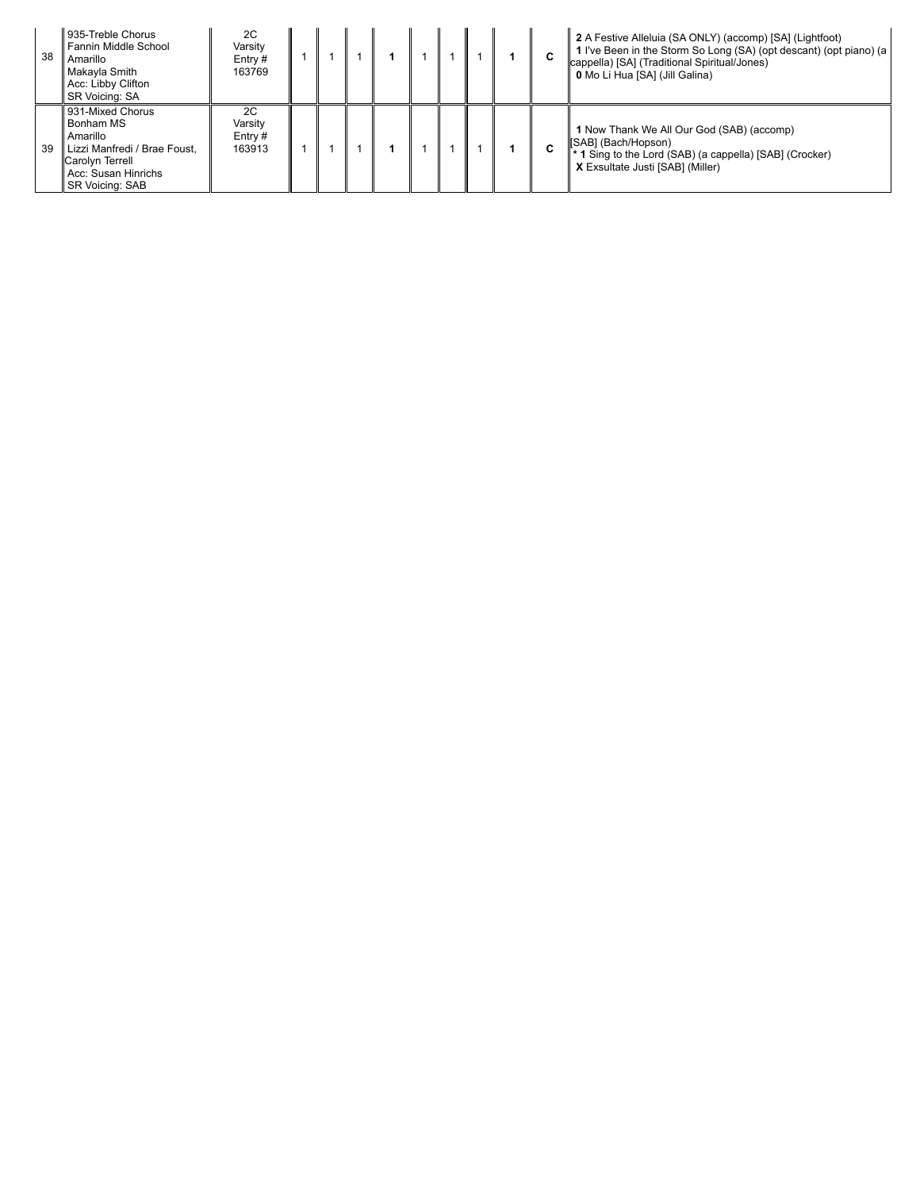| | | | | | | | | | | | | | |
|---|---|---|---|---|---|---|---|---|---|---|---|---|---|
| 38 | 935-Treble Chorus<br>Fannin Middle School<br>Amarillo<br>Makayla Smith<br>Acc: Libby Clifton<br>SR Voicing: SA | 2C<br>Varsity<br>Entry #<br>163769 | 1 | 1 | 1 | **1** | 1 | 1 | 1 | **1** | **C** | **2** A Festive Alleluia (SA ONLY) (accomp) [SA] (Lightfoot)<br>**1** I've Been in the Storm So Long (SA) (opt descant) (opt piano) (a cappella) [SA] (Traditional Spiritual/Jones)<br>**0** Mo Li Hua [SA] (Jill Galina) |
| 39 | 931-Mixed Chorus<br>Bonham MS<br>Amarillo<br>Lizzi Manfredi / Brae Foust, Carolyn Terrell<br>Acc: Susan Hinrichs<br>SR Voicing: SAB | 2C<br>Varsity<br>Entry #<br>163913 | 1 | 1 | 1 | **1** | 1 | 1 | 1 | **1** | **C** | **1** Now Thank We All Our God (SAB) (accomp) [SAB] (Bach/Hopson)<br>* **1** Sing to the Lord (SAB) (a cappella) [SAB] (Crocker)<br>**X** Exsultate Justi [SAB] (Miller) |